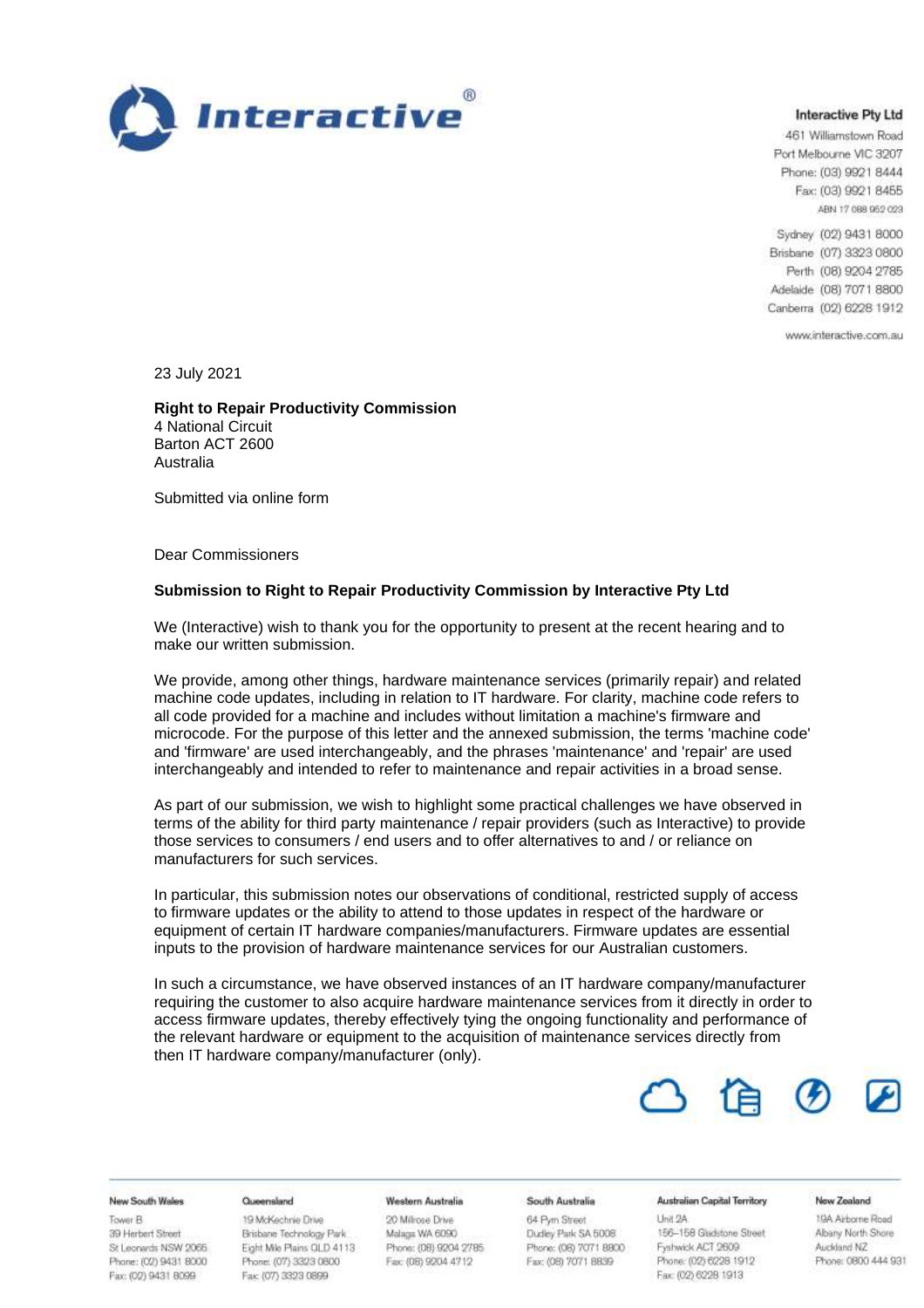**Interactive Pty Ltd**
461 Williamstown Road
Port Melbourne VIC 3207
Phone: (03) 9921 8444
Fax: (03) 9921 8455
ABN 17 088 952 023

Sydney (02) 9431 8000
Brisbane (07) 3323 0800
Perth (08) 9204 2785
Adelaide (08) 7071 8800
Canberra (02) 6228 1912

www.interactive.com.au

23 July 2021

**Right to Repair Productivity Commission**
4 National Circuit
Barton ACT 2600
Australia

Submitted via online form

Dear Commissioners

**Submission to Right to Repair Productivity Commission by Interactive Pty Ltd**

We (Interactive) wish to thank you for the opportunity to present at the recent hearing and to make our written submission.

We provide, among other things, hardware maintenance services (primarily repair) and related machine code updates, including in relation to IT hardware. For clarity, machine code refers to all code provided for a machine and includes without limitation a machine's firmware and microcode. For the purpose of this letter and the annexed submission, the terms 'machine code' and 'firmware' are used interchangeably, and the phrases 'maintenance' and 'repair' are used interchangeably and intended to refer to maintenance and repair activities in a broad sense.

As part of our submission, we wish to highlight some practical challenges we have observed in terms of the ability for third party maintenance / repair providers (such as Interactive) to provide those services to consumers / end users and to offer alternatives to and / or reliance on manufacturers for such services.

In particular, this submission notes our observations of conditional, restricted supply of access to firmware updates or the ability to attend to those updates in respect of the hardware or equipment of certain IT hardware companies/manufacturers. Firmware updates are essential inputs to the provision of hardware maintenance services for our Australian customers.

In such a circumstance, we have observed instances of an IT hardware company/manufacturer requiring the customer to also acquire hardware maintenance services from it directly in order to access firmware updates, thereby effectively tying the ongoing functionality and performance of the relevant hardware or equipment to the acquisition of maintenance services directly from then IT hardware company/manufacturer (only).

**New South Wales**
Tower B
39 Herbert Street
St Leonards NSW 2065
Phone: (02) 9431 8000
Fax: (02) 9431 8099

**Queensland**
19 McKechnie Drive
Brisbane Technology Park
Eight Mile Plains QLD 4113
Phone: (07) 3323 0800
Fax: (07) 3323 0899

**Western Australia**
20 Millrose Drive
Malaga WA 6090
Phone: (08) 9204 2785
Fax: (08) 9204 4712

**South Australia**
64 Pym Street
Dudley Park SA 5008
Phone: (08) 7071 8800
Fax: (08) 7071 8839

**Australian Capital Territory**
Unit 2A
156–158 Gladstone Street
Fyshwick ACT 2609
Phone: (02) 6228 1912
Fax: (02) 6228 1913

**New Zealand**
19A Airborne Road
Albany North Shore
Auckland NZ
Phone: 0800 444 931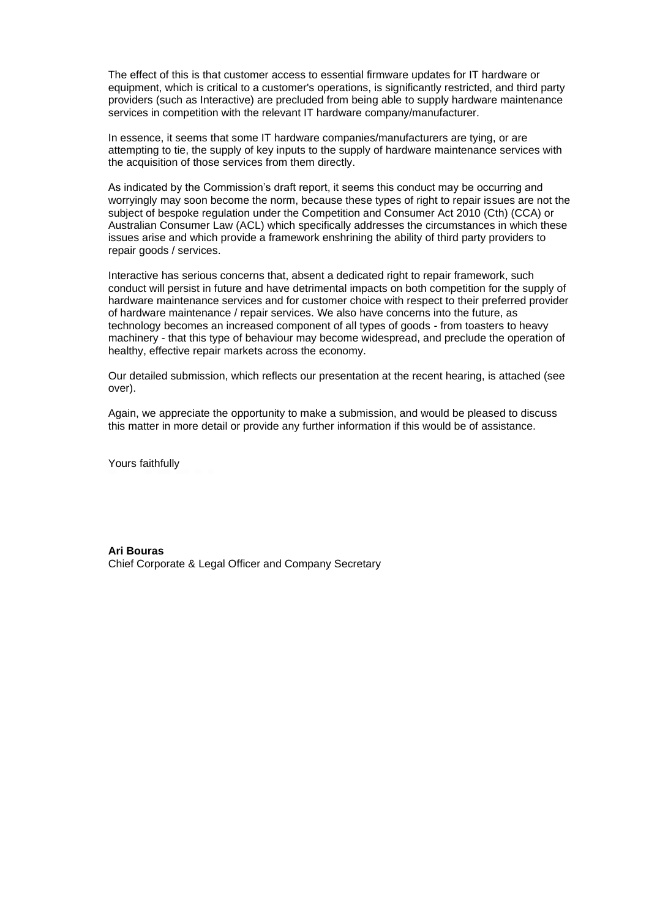The effect of this is that customer access to essential firmware updates for IT hardware or equipment, which is critical to a customer's operations, is significantly restricted, and third party providers (such as Interactive) are precluded from being able to supply hardware maintenance services in competition with the relevant IT hardware company/manufacturer.

In essence, it seems that some IT hardware companies/manufacturers are tying, or are attempting to tie, the supply of key inputs to the supply of hardware maintenance services with the acquisition of those services from them directly.

As indicated by the Commission's draft report, it seems this conduct may be occurring and worryingly may soon become the norm, because these types of right to repair issues are not the subject of bespoke regulation under the Competition and Consumer Act 2010 (Cth) (CCA) or Australian Consumer Law (ACL) which specifically addresses the circumstances in which these issues arise and which provide a framework enshrining the ability of third party providers to repair goods / services.

Interactive has serious concerns that, absent a dedicated right to repair framework, such conduct will persist in future and have detrimental impacts on both competition for the supply of hardware maintenance services and for customer choice with respect to their preferred provider of hardware maintenance / repair services. We also have concerns into the future, as technology becomes an increased component of all types of goods - from toasters to heavy machinery - that this type of behaviour may become widespread, and preclude the operation of healthy, effective repair markets across the economy.

Our detailed submission, which reflects our presentation at the recent hearing, is attached (see over).

Again, we appreciate the opportunity to make a submission, and would be pleased to discuss this matter in more detail or provide any further information if this would be of assistance.

Yours faithfully

**Ari Bouras**
Chief Corporate & Legal Officer and Company Secretary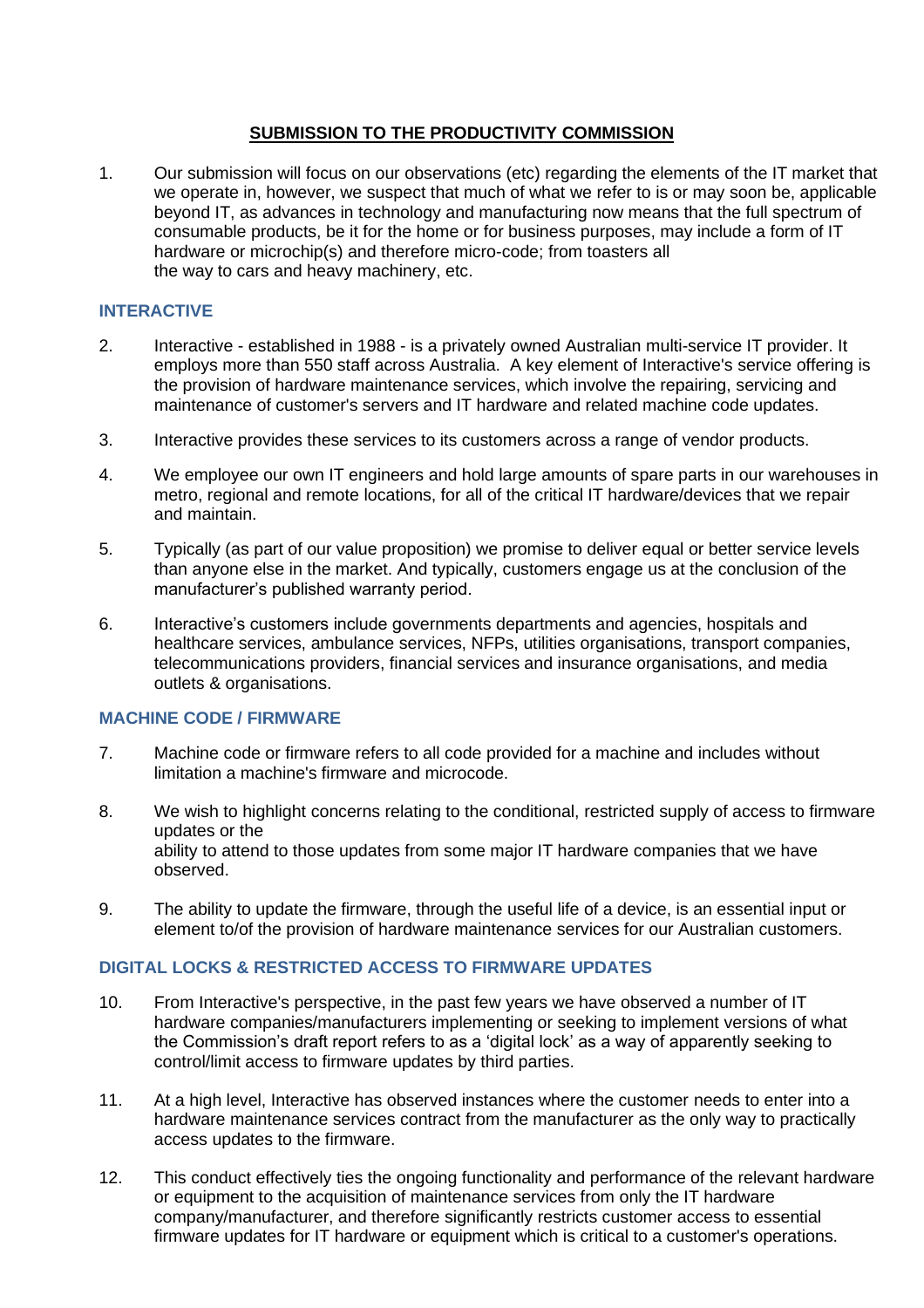**SUBMISSION TO THE PRODUCTIVITY COMMISSION**

1. Our submission will focus on our observations (etc) regarding the elements of the IT market that we operate in, however, we suspect that much of what we refer to is or may soon be, applicable beyond IT, as advances in technology and manufacturing now means that the full spectrum of consumable products, be it for the home or for business purposes, may include a form of IT hardware or microchip(s) and therefore micro-code; from toasters all the way to cars and heavy machinery, etc.

## INTERACTIVE

2. Interactive - established in 1988 - is a privately owned Australian multi-service IT provider. It employs more than 550 staff across Australia. A key element of Interactive's service offering is the provision of hardware maintenance services, which involve the repairing, servicing and maintenance of customer's servers and IT hardware and related machine code updates.

3. Interactive provides these services to its customers across a range of vendor products.

4. We employee our own IT engineers and hold large amounts of spare parts in our warehouses in metro, regional and remote locations, for all of the critical IT hardware/devices that we repair and maintain.

5. Typically (as part of our value proposition) we promise to deliver equal or better service levels than anyone else in the market. And typically, customers engage us at the conclusion of the manufacturer's published warranty period.

6. Interactive's customers include governments departments and agencies, hospitals and healthcare services, ambulance services, NFPs, utilities organisations, transport companies, telecommunications providers, financial services and insurance organisations, and media outlets & organisations.

## MACHINE CODE / FIRMWARE

7. Machine code or firmware refers to all code provided for a machine and includes without limitation a machine's firmware and microcode.

8. We wish to highlight concerns relating to the conditional, restricted supply of access to firmware updates or the ability to attend to those updates from some major IT hardware companies that we have observed.

9. The ability to update the firmware, through the useful life of a device, is an essential input or element to/of the provision of hardware maintenance services for our Australian customers.

## DIGITAL LOCKS & RESTRICTED ACCESS TO FIRMWARE UPDATES

10. From Interactive's perspective, in the past few years we have observed a number of IT hardware companies/manufacturers implementing or seeking to implement versions of what the Commission's draft report refers to as a 'digital lock' as a way of apparently seeking to control/limit access to firmware updates by third parties.

11. At a high level, Interactive has observed instances where the customer needs to enter into a hardware maintenance services contract from the manufacturer as the only way to practically access updates to the firmware.

12. This conduct effectively ties the ongoing functionality and performance of the relevant hardware or equipment to the acquisition of maintenance services from only the IT hardware company/manufacturer, and therefore significantly restricts customer access to essential firmware updates for IT hardware or equipment which is critical to a customer's operations.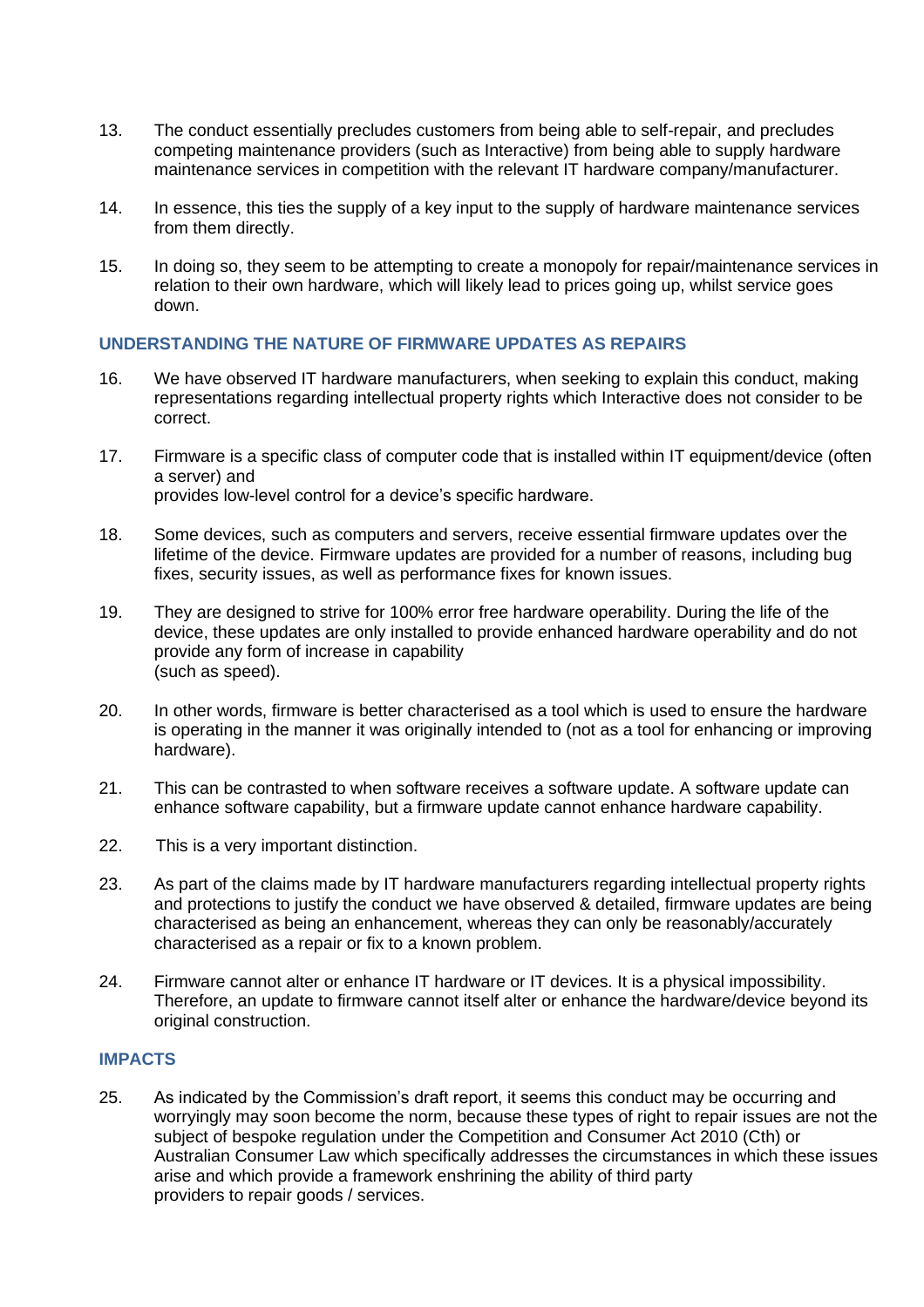13. The conduct essentially precludes customers from being able to self-repair, and precludes competing maintenance providers (such as Interactive) from being able to supply hardware maintenance services in competition with the relevant IT hardware company/manufacturer.

14. In essence, this ties the supply of a key input to the supply of hardware maintenance services from them directly.

15. In doing so, they seem to be attempting to create a monopoly for repair/maintenance services in relation to their own hardware, which will likely lead to prices going up, whilst service goes down.

## UNDERSTANDING THE NATURE OF FIRMWARE UPDATES AS REPAIRS

16. We have observed IT hardware manufacturers, when seeking to explain this conduct, making representations regarding intellectual property rights which Interactive does not consider to be correct.

17. Firmware is a specific class of computer code that is installed within IT equipment/device (often a server) and provides low-level control for a device's specific hardware.

18. Some devices, such as computers and servers, receive essential firmware updates over the lifetime of the device. Firmware updates are provided for a number of reasons, including bug fixes, security issues, as well as performance fixes for known issues.

19. They are designed to strive for 100% error free hardware operability. During the life of the device, these updates are only installed to provide enhanced hardware operability and do not provide any form of increase in capability (such as speed).

20. In other words, firmware is better characterised as a tool which is used to ensure the hardware is operating in the manner it was originally intended to (not as a tool for enhancing or improving hardware).

21. This can be contrasted to when software receives a software update. A software update can enhance software capability, but a firmware update cannot enhance hardware capability.

22. This is a very important distinction.

23. As part of the claims made by IT hardware manufacturers regarding intellectual property rights and protections to justify the conduct we have observed & detailed, firmware updates are being characterised as being an enhancement, whereas they can only be reasonably/accurately characterised as a repair or fix to a known problem.

24. Firmware cannot alter or enhance IT hardware or IT devices. It is a physical impossibility. Therefore, an update to firmware cannot itself alter or enhance the hardware/device beyond its original construction.

## IMPACTS

25. As indicated by the Commission's draft report, it seems this conduct may be occurring and worryingly may soon become the norm, because these types of right to repair issues are not the subject of bespoke regulation under the Competition and Consumer Act 2010 (Cth) or Australian Consumer Law which specifically addresses the circumstances in which these issues arise and which provide a framework enshrining the ability of third party providers to repair goods / services.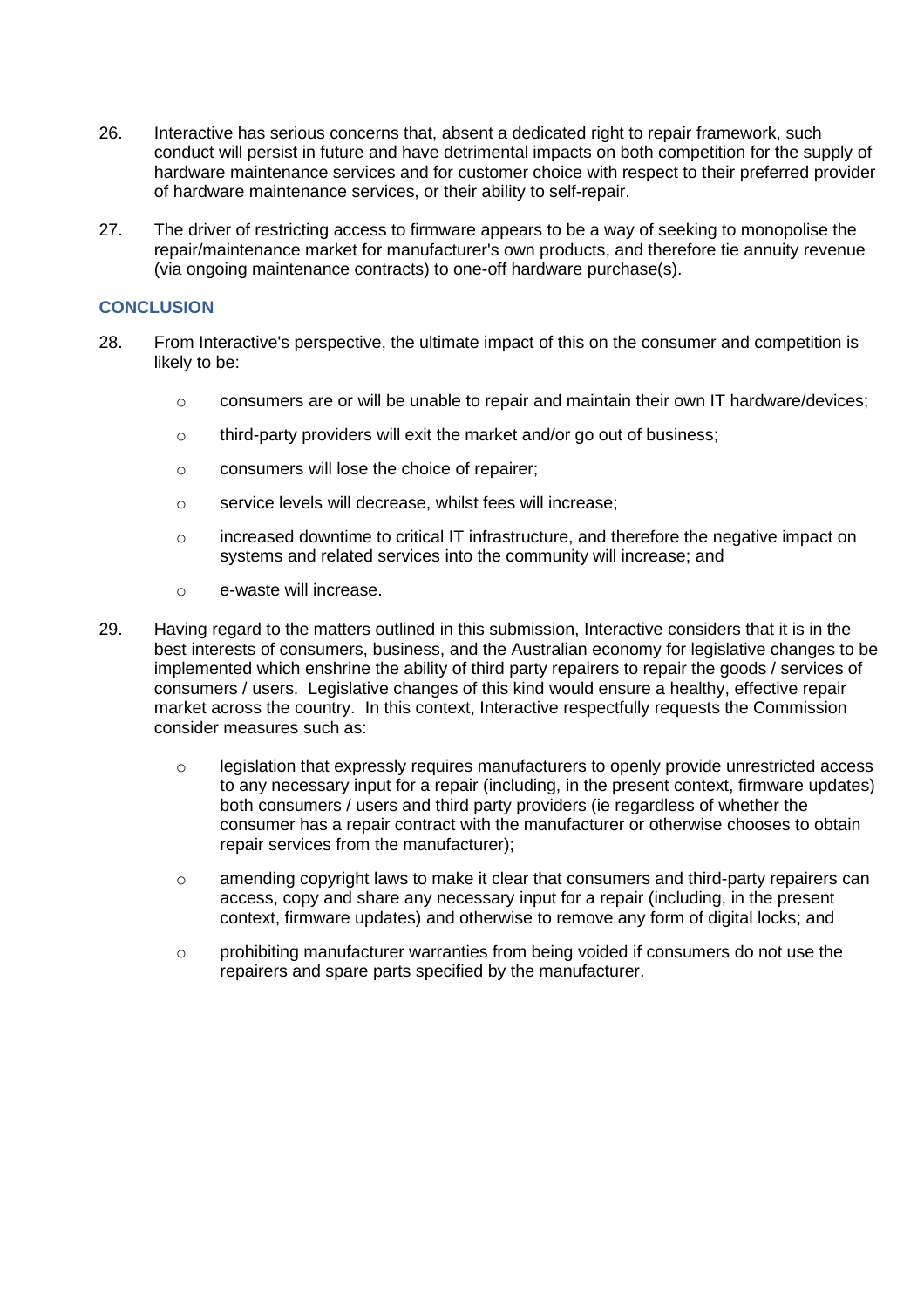26. Interactive has serious concerns that, absent a dedicated right to repair framework, such conduct will persist in future and have detrimental impacts on both competition for the supply of hardware maintenance services and for customer choice with respect to their preferred provider of hardware maintenance services, or their ability to self-repair.

27. The driver of restricting access to firmware appears to be a way of seeking to monopolise the repair/maintenance market for manufacturer's own products, and therefore tie annuity revenue (via ongoing maintenance contracts) to one-off hardware purchase(s).

## CONCLUSION

28. From Interactive's perspective, the ultimate impact of this on the consumer and competition is likely to be:

    - consumers are or will be unable to repair and maintain their own IT hardware/devices;
    - third-party providers will exit the market and/or go out of business;
    - consumers will lose the choice of repairer;
    - service levels will decrease, whilst fees will increase;
    - increased downtime to critical IT infrastructure, and therefore the negative impact on systems and related services into the community will increase; and
    - e-waste will increase.

29. Having regard to the matters outlined in this submission, Interactive considers that it is in the best interests of consumers, business, and the Australian economy for legislative changes to be implemented which enshrine the ability of third party repairers to repair the goods / services of consumers / users. Legislative changes of this kind would ensure a healthy, effective repair market across the country. In this context, Interactive respectfully requests the Commission consider measures such as:

    - legislation that expressly requires manufacturers to openly provide unrestricted access to any necessary input for a repair (including, in the present context, firmware updates) both consumers / users and third party providers (ie regardless of whether the consumer has a repair contract with the manufacturer or otherwise chooses to obtain repair services from the manufacturer);
    - amending copyright laws to make it clear that consumers and third-party repairers can access, copy and share any necessary input for a repair (including, in the present context, firmware updates) and otherwise to remove any form of digital locks; and
    - prohibiting manufacturer warranties from being voided if consumers do not use the repairers and spare parts specified by the manufacturer.